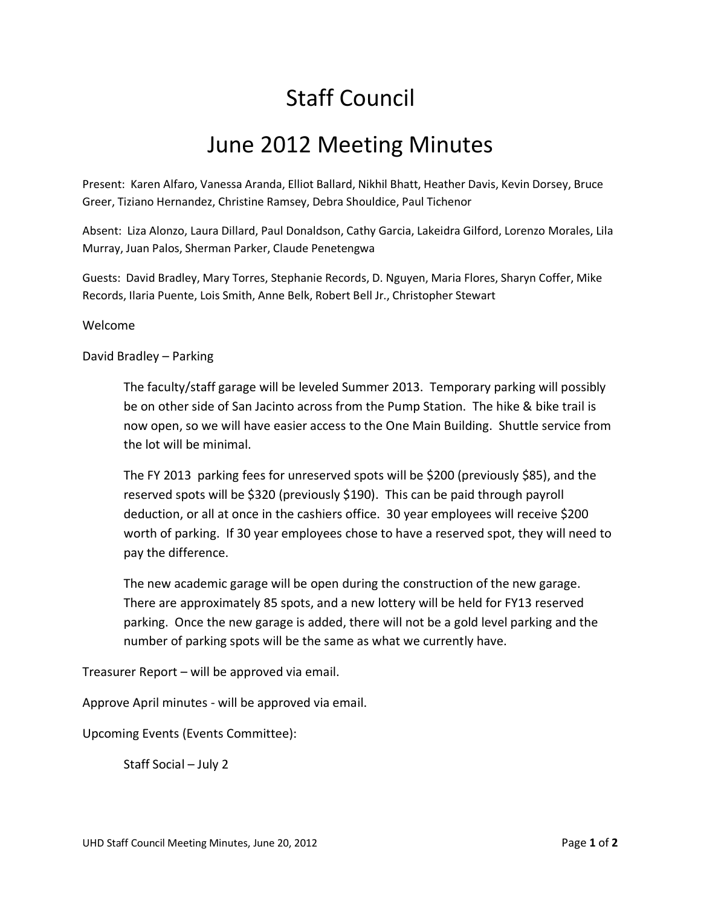# Staff Council

# June 2012 Meeting Minutes

Present: Karen Alfaro, Vanessa Aranda, Elliot Ballard, Nikhil Bhatt, Heather Davis, Kevin Dorsey, Bruce Greer, Tiziano Hernandez, Christine Ramsey, Debra Shouldice, Paul Tichenor

Absent: Liza Alonzo, Laura Dillard, Paul Donaldson, Cathy Garcia, Lakeidra Gilford, Lorenzo Morales, Lila Murray, Juan Palos, Sherman Parker, Claude Penetengwa

Guests: David Bradley, Mary Torres, Stephanie Records, D. Nguyen, Maria Flores, Sharyn Coffer, Mike Records, Ilaria Puente, Lois Smith, Anne Belk, Robert Bell Jr., Christopher Stewart

Welcome

David Bradley – Parking

> The faculty/staff garage will be leveled Summer 2013. Temporary parking will possibly be on other side of San Jacinto across from the Pump Station. The hike & bike trail is now open, so we will have easier access to the One Main Building. Shuttle service from the lot will be minimal.
>
> The FY 2013 parking fees for unreserved spots will be $200 (previously $85), and the reserved spots will be $320 (previously $190). This can be paid through payroll deduction, or all at once in the cashiers office. 30 year employees will receive $200 worth of parking. If 30 year employees chose to have a reserved spot, they will need to pay the difference.
>
> The new academic garage will be open during the construction of the new garage. There are approximately 85 spots, and a new lottery will be held for FY13 reserved parking. Once the new garage is added, there will not be a gold level parking and the number of parking spots will be the same as what we currently have.

Treasurer Report – will be approved via email.

Approve April minutes - will be approved via email.

Upcoming Events (Events Committee):

> Staff Social – July 2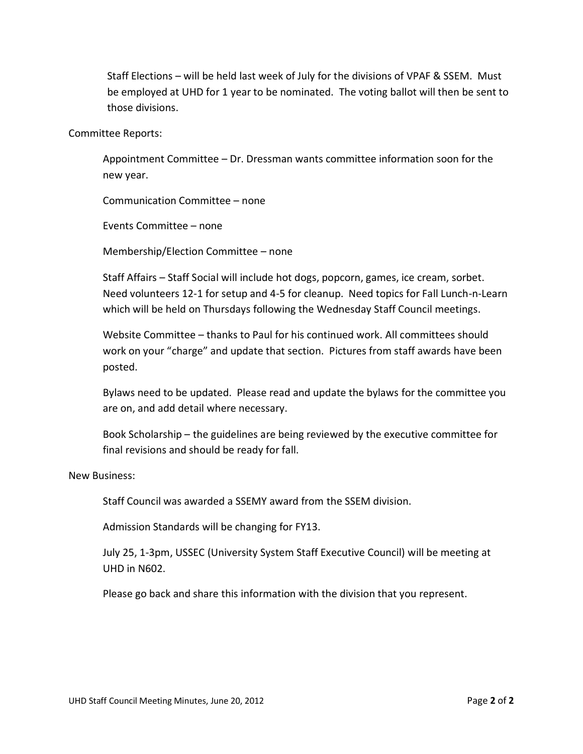Staff Elections – will be held last week of July for the divisions of VPAF & SSEM. Must be employed at UHD for 1 year to be nominated. The voting ballot will then be sent to those divisions.

Committee Reports:

Appointment Committee – Dr. Dressman wants committee information soon for the new year.

Communication Committee – none

Events Committee – none

Membership/Election Committee – none

Staff Affairs – Staff Social will include hot dogs, popcorn, games, ice cream, sorbet. Need volunteers 12-1 for setup and 4-5 for cleanup. Need topics for Fall Lunch-n-Learn which will be held on Thursdays following the Wednesday Staff Council meetings.

Website Committee – thanks to Paul for his continued work. All committees should work on your "charge" and update that section. Pictures from staff awards have been posted.

Bylaws need to be updated. Please read and update the bylaws for the committee you are on, and add detail where necessary.

Book Scholarship – the guidelines are being reviewed by the executive committee for final revisions and should be ready for fall.

New Business:

Staff Council was awarded a SSEMY award from the SSEM division.

Admission Standards will be changing for FY13.

July 25, 1-3pm, USSEC (University System Staff Executive Council) will be meeting at UHD in N602.

Please go back and share this information with the division that you represent.